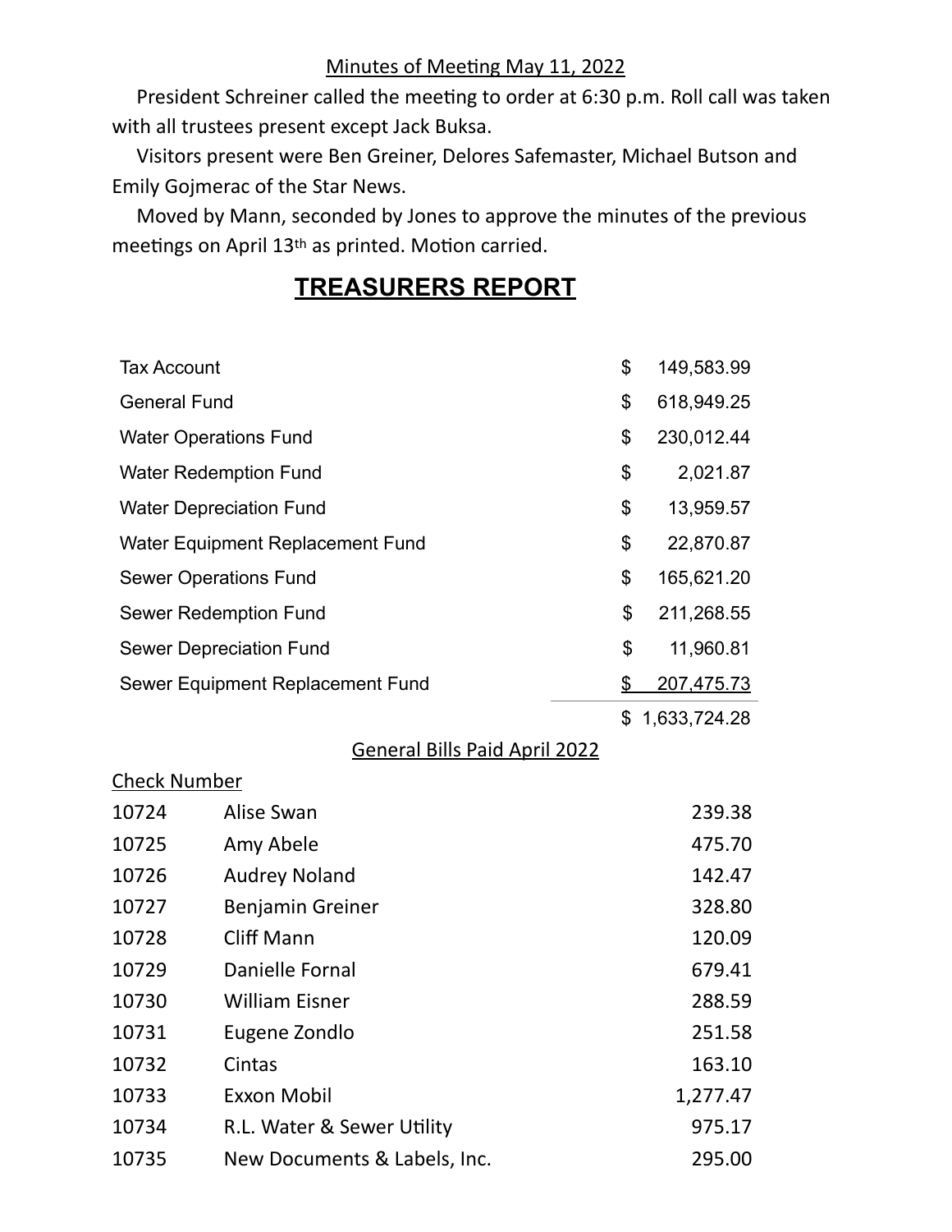Minutes of Meeting May 11, 2022

President Schreiner called the meeting to order at 6:30 p.m. Roll call was taken with all trustees present except Jack Buksa.

Visitors present were Ben Greiner, Delores Safemaster, Michael Butson and Emily Gojmerac of the Star News.

Moved by Mann, seconded by Jones to approve the minutes of the previous meetings on April 13th as printed. Motion carried.

## TREASURERS REPORT

| | |
|---|---|
| Tax Account | $ 149,583.99 |
| General Fund | $ 618,949.25 |
| Water Operations Fund | $ 230,012.44 |
| Water Redemption Fund | $ 2,021.87 |
| Water Depreciation Fund | $ 13,959.57 |
| Water Equipment Replacement Fund | $ 22,870.87 |
| Sewer Operations Fund | $ 165,621.20 |
| Sewer Redemption Fund | $ 211,268.55 |
| Sewer Depreciation Fund | $ 11,960.81 |
| Sewer Equipment Replacement Fund | $ 207,475.73 |
| | $ 1,633,724.28 |

General Bills Paid April 2022

| Check Number | | |
|---|---|---|
| 10724 | Alise Swan | 239.38 |
| 10725 | Amy Abele | 475.70 |
| 10726 | Audrey Noland | 142.47 |
| 10727 | Benjamin Greiner | 328.80 |
| 10728 | Cliff Mann | 120.09 |
| 10729 | Danielle Fornal | 679.41 |
| 10730 | William Eisner | 288.59 |
| 10731 | Eugene Zondlo | 251.58 |
| 10732 | Cintas | 163.10 |
| 10733 | Exxon Mobil | 1,277.47 |
| 10734 | R.L. Water & Sewer Utility | 975.17 |
| 10735 | New Documents & Labels, Inc. | 295.00 |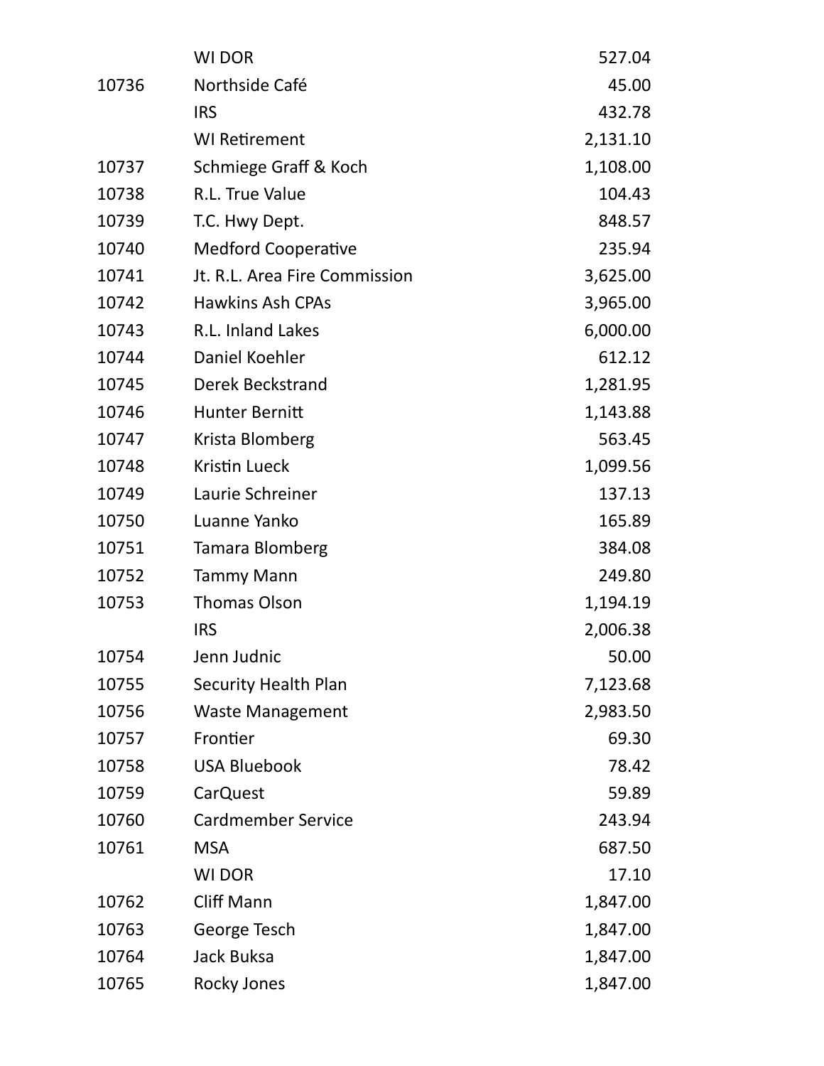| | | |
|---|---|---|
| | WI DOR | 527.04 |
| 10736 | Northside Café | 45.00 |
| | IRS | 432.78 |
| | WI Retirement | 2,131.10 |
| 10737 | Schmiege Graff & Koch | 1,108.00 |
| 10738 | R.L. True Value | 104.43 |
| 10739 | T.C. Hwy Dept. | 848.57 |
| 10740 | Medford Cooperative | 235.94 |
| 10741 | Jt. R.L. Area Fire Commission | 3,625.00 |
| 10742 | Hawkins Ash CPAs | 3,965.00 |
| 10743 | R.L. Inland Lakes | 6,000.00 |
| 10744 | Daniel Koehler | 612.12 |
| 10745 | Derek Beckstrand | 1,281.95 |
| 10746 | Hunter Bernitt | 1,143.88 |
| 10747 | Krista Blomberg | 563.45 |
| 10748 | Kristin Lueck | 1,099.56 |
| 10749 | Laurie Schreiner | 137.13 |
| 10750 | Luanne Yanko | 165.89 |
| 10751 | Tamara Blomberg | 384.08 |
| 10752 | Tammy Mann | 249.80 |
| 10753 | Thomas Olson | 1,194.19 |
| | IRS | 2,006.38 |
| 10754 | Jenn Judnic | 50.00 |
| 10755 | Security Health Plan | 7,123.68 |
| 10756 | Waste Management | 2,983.50 |
| 10757 | Frontier | 69.30 |
| 10758 | USA Bluebook | 78.42 |
| 10759 | CarQuest | 59.89 |
| 10760 | Cardmember Service | 243.94 |
| 10761 | MSA | 687.50 |
| | WI DOR | 17.10 |
| 10762 | Cliff Mann | 1,847.00 |
| 10763 | George Tesch | 1,847.00 |
| 10764 | Jack Buksa | 1,847.00 |
| 10765 | Rocky Jones | 1,847.00 |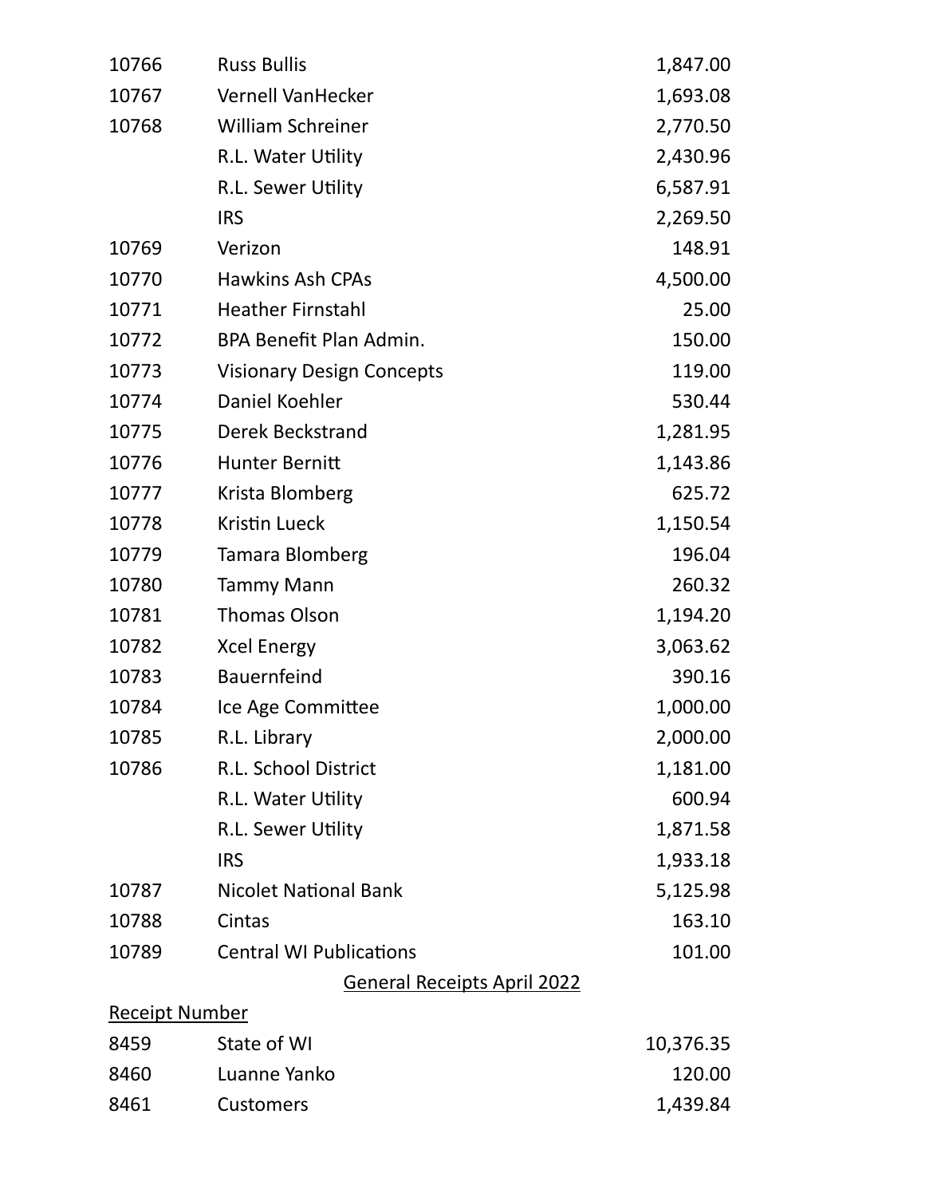| | | |
|---|---|---|
| 10766 | Russ Bullis | 1,847.00 |
| 10767 | Vernell VanHecker | 1,693.08 |
| 10768 | William Schreiner | 2,770.50 |
| | R.L. Water Utility | 2,430.96 |
| | R.L. Sewer Utility | 6,587.91 |
| | IRS | 2,269.50 |
| 10769 | Verizon | 148.91 |
| 10770 | Hawkins Ash CPAs | 4,500.00 |
| 10771 | Heather Firnstahl | 25.00 |
| 10772 | BPA Benefit Plan Admin. | 150.00 |
| 10773 | Visionary Design Concepts | 119.00 |
| 10774 | Daniel Koehler | 530.44 |
| 10775 | Derek Beckstrand | 1,281.95 |
| 10776 | Hunter Bernitt | 1,143.86 |
| 10777 | Krista Blomberg | 625.72 |
| 10778 | Kristin Lueck | 1,150.54 |
| 10779 | Tamara Blomberg | 196.04 |
| 10780 | Tammy Mann | 260.32 |
| 10781 | Thomas Olson | 1,194.20 |
| 10782 | Xcel Energy | 3,063.62 |
| 10783 | Bauernfeind | 390.16 |
| 10784 | Ice Age Committee | 1,000.00 |
| 10785 | R.L. Library | 2,000.00 |
| 10786 | R.L. School District | 1,181.00 |
| | R.L. Water Utility | 600.94 |
| | R.L. Sewer Utility | 1,871.58 |
| | IRS | 1,933.18 |
| 10787 | Nicolet National Bank | 5,125.98 |
| 10788 | Cintas | 163.10 |
| 10789 | Central WI Publications | 101.00 |

General Receipts April 2022

| Receipt Number | | |
|---|---|---|
| 8459 | State of WI | 10,376.35 |
| 8460 | Luanne Yanko | 120.00 |
| 8461 | Customers | 1,439.84 |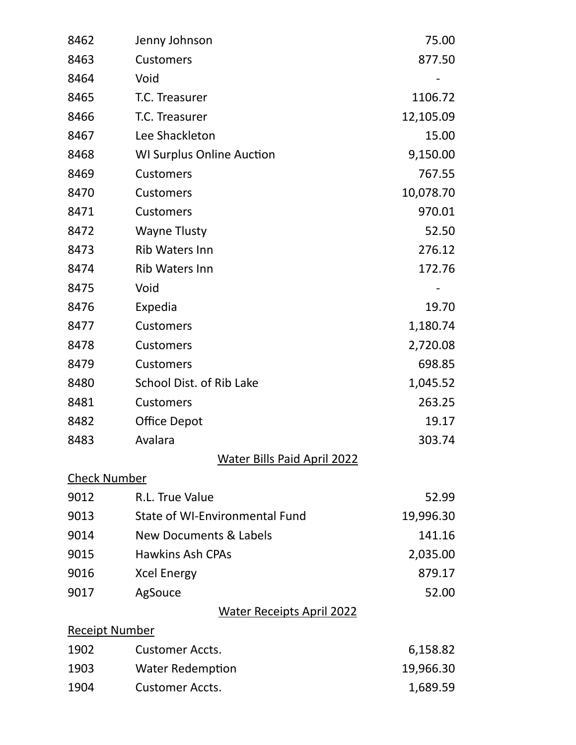| | | |
|---|---|---|
| 8462 | Jenny Johnson | 75.00 |
| 8463 | Customers | 877.50 |
| 8464 | Void | - |
| 8465 | T.C. Treasurer | 1106.72 |
| 8466 | T.C. Treasurer | 12,105.09 |
| 8467 | Lee Shackleton | 15.00 |
| 8468 | WI Surplus Online Auction | 9,150.00 |
| 8469 | Customers | 767.55 |
| 8470 | Customers | 10,078.70 |
| 8471 | Customers | 970.01 |
| 8472 | Wayne Tlusty | 52.50 |
| 8473 | Rib Waters Inn | 276.12 |
| 8474 | Rib Waters Inn | 172.76 |
| 8475 | Void | - |
| 8476 | Expedia | 19.70 |
| 8477 | Customers | 1,180.74 |
| 8478 | Customers | 2,720.08 |
| 8479 | Customers | 698.85 |
| 8480 | School Dist. of Rib Lake | 1,045.52 |
| 8481 | Customers | 263.25 |
| 8482 | Office Depot | 19.17 |
| 8483 | Avalara | 303.74 |

## Water Bills Paid April 2022

| Check Number | | |
|---|---|---|
| 9012 | R.L. True Value | 52.99 |
| 9013 | State of WI-Environmental Fund | 19,996.30 |
| 9014 | New Documents & Labels | 141.16 |
| 9015 | Hawkins Ash CPAs | 2,035.00 |
| 9016 | Xcel Energy | 879.17 |
| 9017 | AgSouce | 52.00 |

## Water Receipts April 2022

| Receipt Number | | |
|---|---|---|
| 1902 | Customer Accts. | 6,158.82 |
| 1903 | Water Redemption | 19,966.30 |
| 1904 | Customer Accts. | 1,689.59 |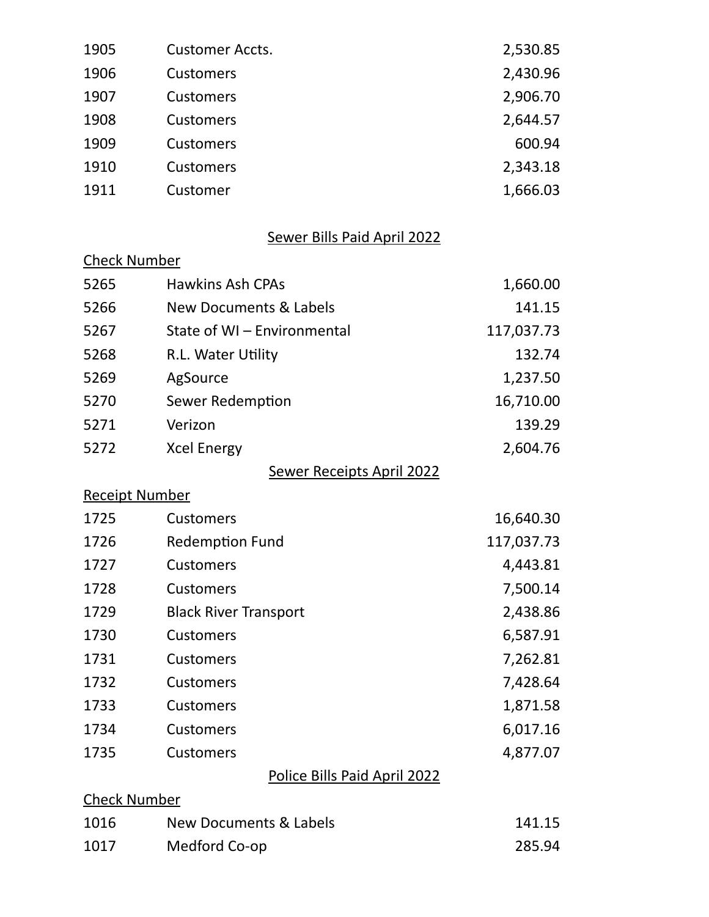| | | |
|---|---|---|
| 1905 | Customer Accts. | 2,530.85 |
| 1906 | Customers | 2,430.96 |
| 1907 | Customers | 2,906.70 |
| 1908 | Customers | 2,644.57 |
| 1909 | Customers | 600.94 |
| 1910 | Customers | 2,343.18 |
| 1911 | Customer | 1,666.03 |

<u>Sewer Bills Paid April 2022</u>

| Check Number | | |
|---|---|---|
| 5265 | Hawkins Ash CPAs | 1,660.00 |
| 5266 | New Documents & Labels | 141.15 |
| 5267 | State of WI – Environmental | 117,037.73 |
| 5268 | R.L. Water Utility | 132.74 |
| 5269 | AgSource | 1,237.50 |
| 5270 | Sewer Redemption | 16,710.00 |
| 5271 | Verizon | 139.29 |
| 5272 | Xcel Energy | 2,604.76 |

<u>Sewer Receipts April 2022</u>

| Receipt Number | | |
|---|---|---|
| 1725 | Customers | 16,640.30 |
| 1726 | Redemption Fund | 117,037.73 |
| 1727 | Customers | 4,443.81 |
| 1728 | Customers | 7,500.14 |
| 1729 | Black River Transport | 2,438.86 |
| 1730 | Customers | 6,587.91 |
| 1731 | Customers | 7,262.81 |
| 1732 | Customers | 7,428.64 |
| 1733 | Customers | 1,871.58 |
| 1734 | Customers | 6,017.16 |
| 1735 | Customers | 4,877.07 |

<u>Police Bills Paid April 2022</u>

| Check Number | | |
|---|---|---|
| 1016 | New Documents & Labels | 141.15 |
| 1017 | Medford Co-op | 285.94 |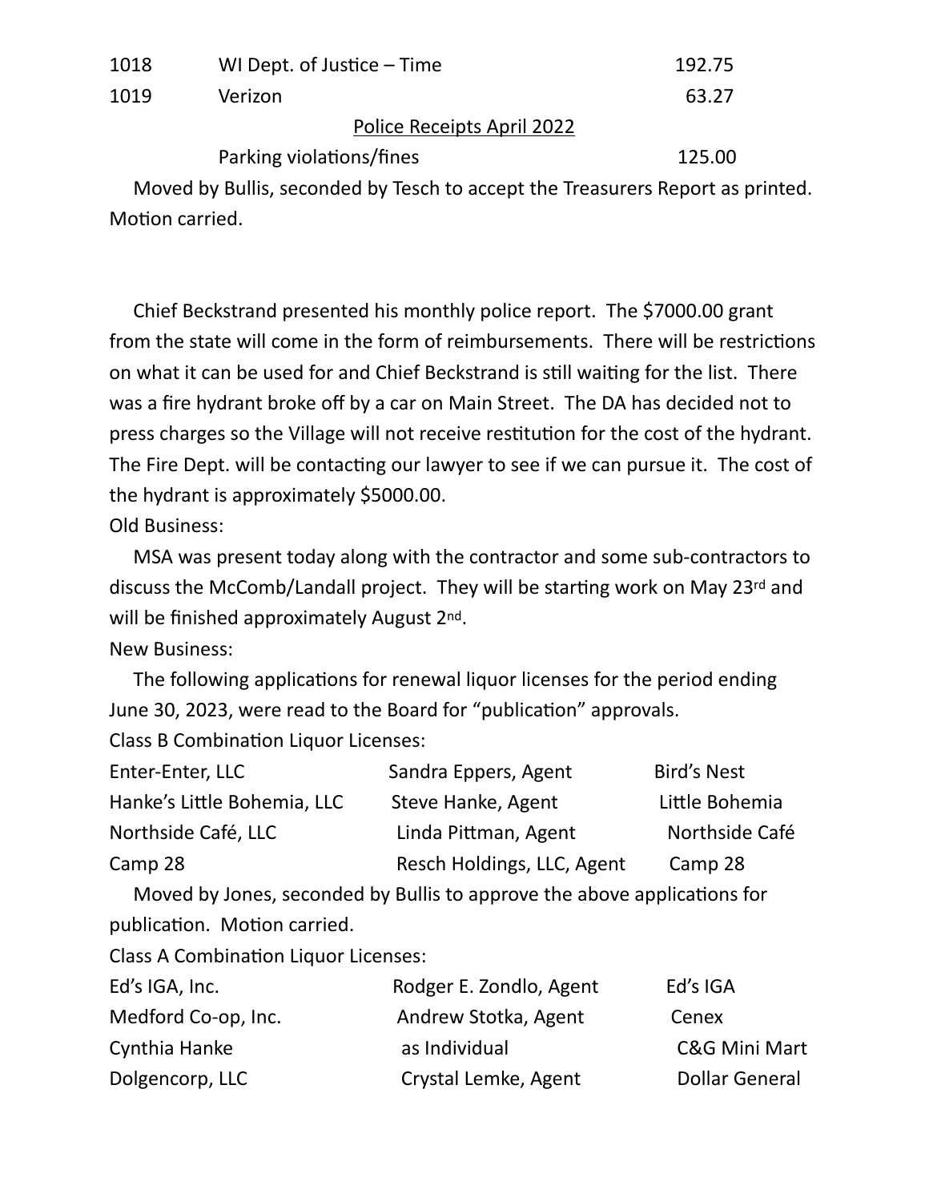| | | |
|---|---|---|
| 1018 | WI Dept. of Justice – Time | 192.75 |
| 1019 | Verizon | 63.27 |

Police Receipts April 2022

| | |
|---|---|
| Parking violations/fines | 125.00 |

Moved by Bullis, seconded by Tesch to accept the Treasurers Report as printed. Motion carried.

Chief Beckstrand presented his monthly police report. The $7000.00 grant from the state will come in the form of reimbursements. There will be restrictions on what it can be used for and Chief Beckstrand is still waiting for the list. There was a fire hydrant broke off by a car on Main Street. The DA has decided not to press charges so the Village will not receive restitution for the cost of the hydrant. The Fire Dept. will be contacting our lawyer to see if we can pursue it. The cost of the hydrant is approximately $5000.00.

Old Business:

MSA was present today along with the contractor and some sub-contractors to discuss the McComb/Landall project. They will be starting work on May 23rd and will be finished approximately August 2nd.

New Business:

The following applications for renewal liquor licenses for the period ending June 30, 2023, were read to the Board for "publication" approvals.

Class B Combination Liquor Licenses:

| | | |
|---|---|---|
| Enter-Enter, LLC | Sandra Eppers, Agent | Bird's Nest |
| Hanke's Little Bohemia, LLC | Steve Hanke, Agent | Little Bohemia |
| Northside Café, LLC | Linda Pittman, Agent | Northside Café |
| Camp 28 | Resch Holdings, LLC, Agent | Camp 28 |

Moved by Jones, seconded by Bullis to approve the above applications for publication. Motion carried.

Class A Combination Liquor Licenses:

| | | |
|---|---|---|
| Ed's IGA, Inc. | Rodger E. Zondlo, Agent | Ed's IGA |
| Medford Co-op, Inc. | Andrew Stotka, Agent | Cenex |
| Cynthia Hanke | as Individual | C&G Mini Mart |
| Dolgencorp, LLC | Crystal Lemke, Agent | Dollar General |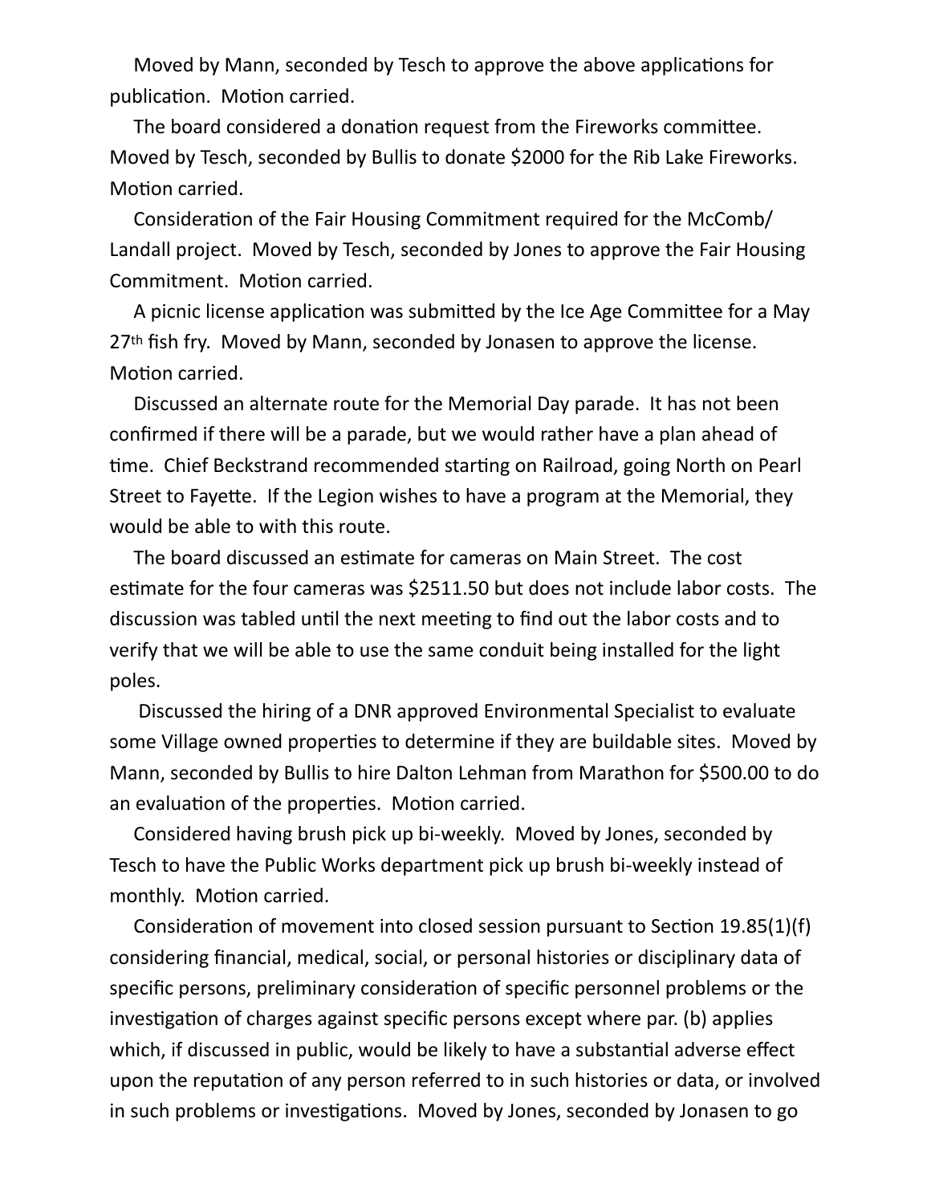Moved by Mann, seconded by Tesch to approve the above applications for publication. Motion carried.

The board considered a donation request from the Fireworks committee. Moved by Tesch, seconded by Bullis to donate $2000 for the Rib Lake Fireworks. Motion carried.

Consideration of the Fair Housing Commitment required for the McComb/ Landall project. Moved by Tesch, seconded by Jones to approve the Fair Housing Commitment. Motion carried.

A picnic license application was submitted by the Ice Age Committee for a May 27th fish fry. Moved by Mann, seconded by Jonasen to approve the license. Motion carried.

Discussed an alternate route for the Memorial Day parade. It has not been confirmed if there will be a parade, but we would rather have a plan ahead of time. Chief Beckstrand recommended starting on Railroad, going North on Pearl Street to Fayette. If the Legion wishes to have a program at the Memorial, they would be able to with this route.

The board discussed an estimate for cameras on Main Street. The cost estimate for the four cameras was $2511.50 but does not include labor costs. The discussion was tabled until the next meeting to find out the labor costs and to verify that we will be able to use the same conduit being installed for the light poles.

Discussed the hiring of a DNR approved Environmental Specialist to evaluate some Village owned properties to determine if they are buildable sites. Moved by Mann, seconded by Bullis to hire Dalton Lehman from Marathon for $500.00 to do an evaluation of the properties. Motion carried.

Considered having brush pick up bi-weekly. Moved by Jones, seconded by Tesch to have the Public Works department pick up brush bi-weekly instead of monthly. Motion carried.

Consideration of movement into closed session pursuant to Section 19.85(1)(f) considering financial, medical, social, or personal histories or disciplinary data of specific persons, preliminary consideration of specific personnel problems or the investigation of charges against specific persons except where par. (b) applies which, if discussed in public, would be likely to have a substantial adverse effect upon the reputation of any person referred to in such histories or data, or involved in such problems or investigations. Moved by Jones, seconded by Jonasen to go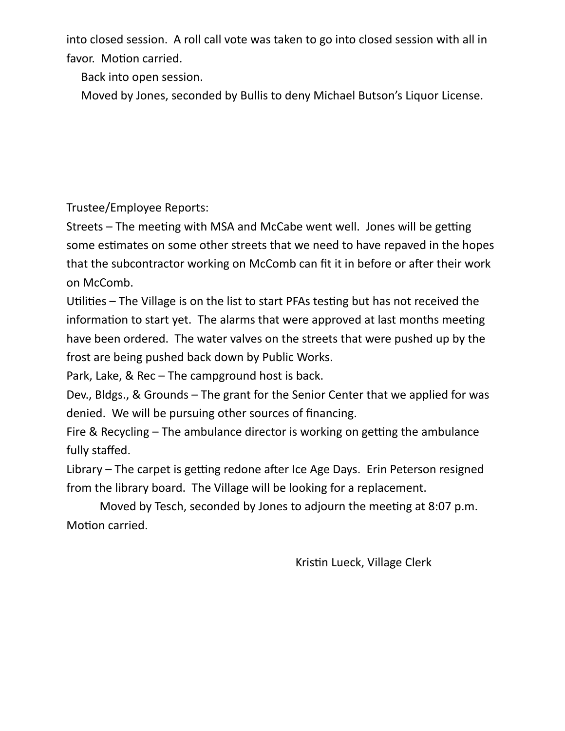into closed session. A roll call vote was taken to go into closed session with all in favor. Motion carried.

Back into open session.

Moved by Jones, seconded by Bullis to deny Michael Butson's Liquor License.

Trustee/Employee Reports:

Streets – The meeting with MSA and McCabe went well. Jones will be getting some estimates on some other streets that we need to have repaved in the hopes that the subcontractor working on McComb can fit it in before or after their work on McComb.

Utilities – The Village is on the list to start PFAs testing but has not received the information to start yet. The alarms that were approved at last months meeting have been ordered. The water valves on the streets that were pushed up by the frost are being pushed back down by Public Works.

Park, Lake, & Rec – The campground host is back.

Dev., Bldgs., & Grounds – The grant for the Senior Center that we applied for was denied. We will be pursuing other sources of financing.

Fire & Recycling – The ambulance director is working on getting the ambulance fully staffed.

Library – The carpet is getting redone after Ice Age Days. Erin Peterson resigned from the library board. The Village will be looking for a replacement.

Moved by Tesch, seconded by Jones to adjourn the meeting at 8:07 p.m. Motion carried.

Kristin Lueck, Village Clerk